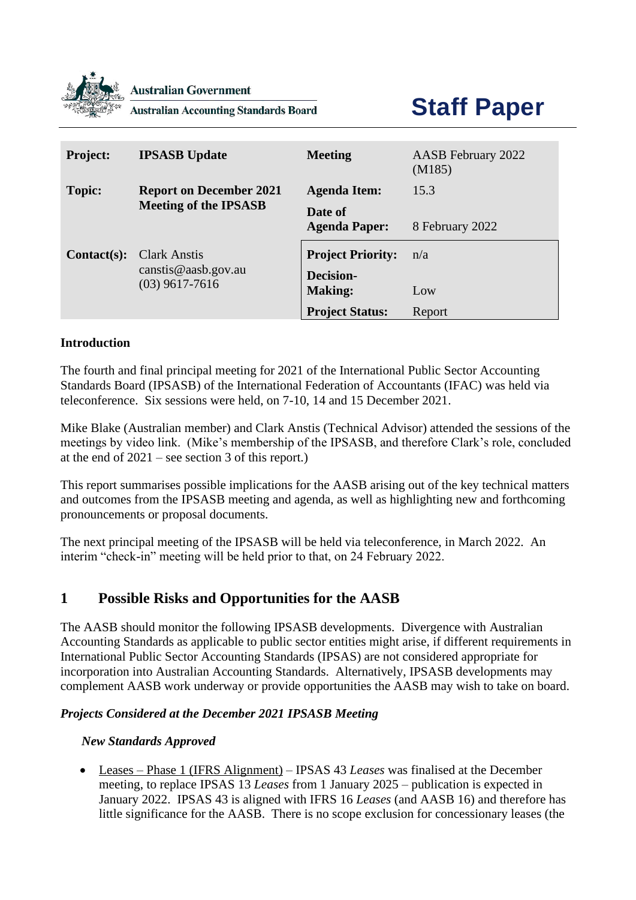Australian Government

Australian Accounting Standards Board

# Staff Paper

| Project: | IPSASB Update | Meeting | AASB February 2022 (M185) |
|---|---|---|---|
| Topic: | Report on December 2021 Meeting of the IPSASB | Agenda Item: | 15.3 |
| | | Date of Agenda Paper: | 8 February 2022 |
| Contact(s): | Clark Anstis canstis@aasb.gov.au (03) 9617-7616 | Project Priority: | n/a |
| | | Decision-Making: | Low |
| | | Project Status: | Report |

**Introduction**

The fourth and final principal meeting for 2021 of the International Public Sector Accounting Standards Board (IPSASB) of the International Federation of Accountants (IFAC) was held via teleconference. Six sessions were held, on 7-10, 14 and 15 December 2021.

Mike Blake (Australian member) and Clark Anstis (Technical Advisor) attended the sessions of the meetings by video link. (Mike's membership of the IPSASB, and therefore Clark's role, concluded at the end of 2021 – see section 3 of this report.)

This report summarises possible implications for the AASB arising out of the key technical matters and outcomes from the IPSASB meeting and agenda, as well as highlighting new and forthcoming pronouncements or proposal documents.

The next principal meeting of the IPSASB will be held via teleconference, in March 2022. An interim "check-in" meeting will be held prior to that, on 24 February 2022.

## 1 Possible Risks and Opportunities for the AASB

The AASB should monitor the following IPSASB developments. Divergence with Australian Accounting Standards as applicable to public sector entities might arise, if different requirements in International Public Sector Accounting Standards (IPSAS) are not considered appropriate for incorporation into Australian Accounting Standards. Alternatively, IPSASB developments may complement AASB work underway or provide opportunities the AASB may wish to take on board.

***Projects Considered at the December 2021 IPSASB Meeting***

***New Standards Approved***

- Leases – Phase 1 (IFRS Alignment) – IPSAS 43 *Leases* was finalised at the December meeting, to replace IPSAS 13 *Leases* from 1 January 2025 – publication is expected in January 2022. IPSAS 43 is aligned with IFRS 16 *Leases* (and AASB 16) and therefore has little significance for the AASB. There is no scope exclusion for concessionary leases (the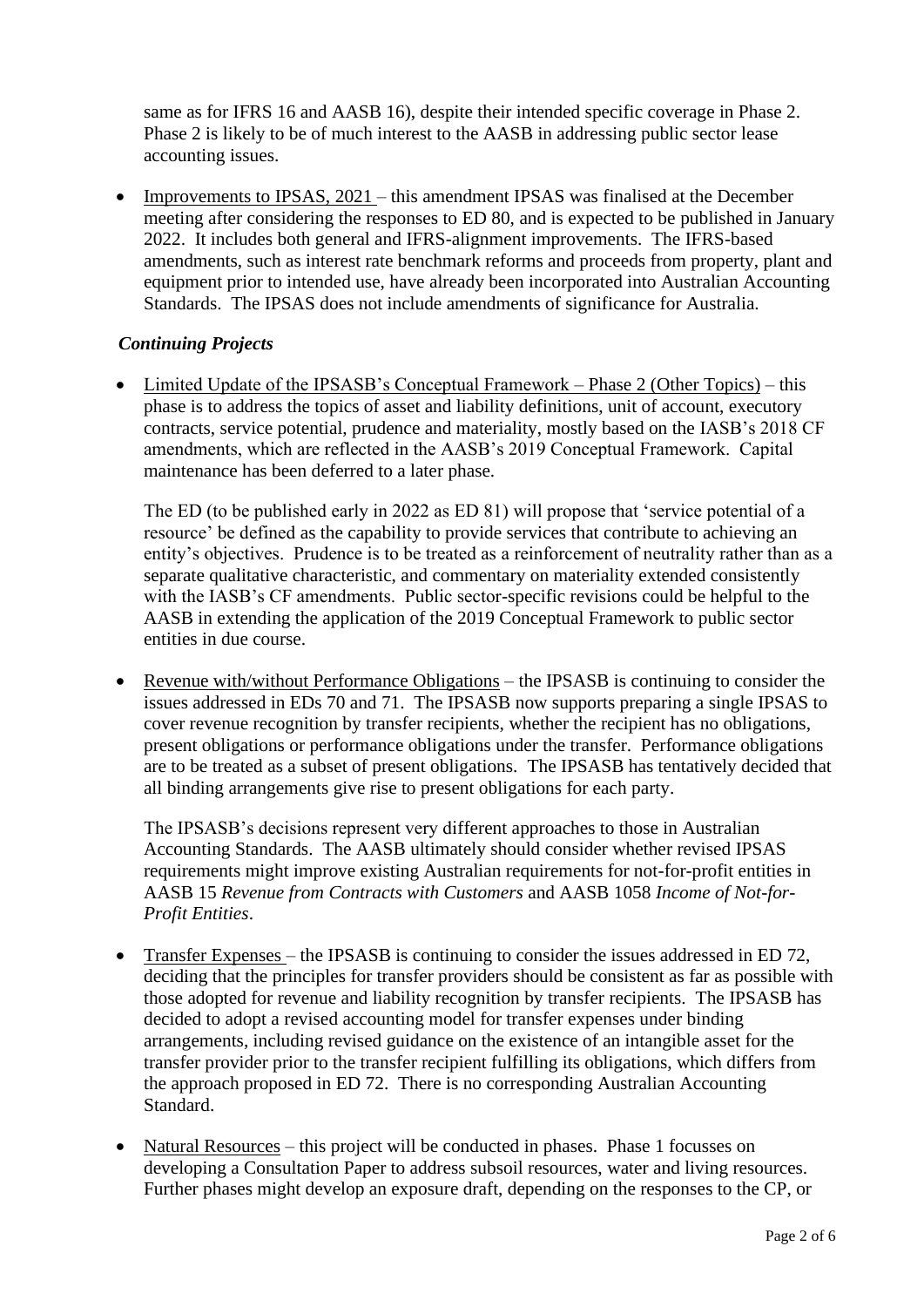same as for IFRS 16 and AASB 16), despite their intended specific coverage in Phase 2. Phase 2 is likely to be of much interest to the AASB in addressing public sector lease accounting issues.

- Improvements to IPSAS, 2021 – this amendment IPSAS was finalised at the December meeting after considering the responses to ED 80, and is expected to be published in January 2022. It includes both general and IFRS-alignment improvements. The IFRS-based amendments, such as interest rate benchmark reforms and proceeds from property, plant and equipment prior to intended use, have already been incorporated into Australian Accounting Standards. The IPSAS does not include amendments of significance for Australia.

### *Continuing Projects*

- Limited Update of the IPSASB's Conceptual Framework – Phase 2 (Other Topics) – this phase is to address the topics of asset and liability definitions, unit of account, executory contracts, service potential, prudence and materiality, mostly based on the IASB's 2018 CF amendments, which are reflected in the AASB's 2019 Conceptual Framework. Capital maintenance has been deferred to a later phase.

  The ED (to be published early in 2022 as ED 81) will propose that 'service potential of a resource' be defined as the capability to provide services that contribute to achieving an entity's objectives. Prudence is to be treated as a reinforcement of neutrality rather than as a separate qualitative characteristic, and commentary on materiality extended consistently with the IASB's CF amendments. Public sector-specific revisions could be helpful to the AASB in extending the application of the 2019 Conceptual Framework to public sector entities in due course.

- Revenue with/without Performance Obligations – the IPSASB is continuing to consider the issues addressed in EDs 70 and 71. The IPSASB now supports preparing a single IPSAS to cover revenue recognition by transfer recipients, whether the recipient has no obligations, present obligations or performance obligations under the transfer. Performance obligations are to be treated as a subset of present obligations. The IPSASB has tentatively decided that all binding arrangements give rise to present obligations for each party.

  The IPSASB's decisions represent very different approaches to those in Australian Accounting Standards. The AASB ultimately should consider whether revised IPSAS requirements might improve existing Australian requirements for not-for-profit entities in AASB 15 *Revenue from Contracts with Customers* and AASB 1058 *Income of Not-for-Profit Entities*.

- Transfer Expenses – the IPSASB is continuing to consider the issues addressed in ED 72, deciding that the principles for transfer providers should be consistent as far as possible with those adopted for revenue and liability recognition by transfer recipients. The IPSASB has decided to adopt a revised accounting model for transfer expenses under binding arrangements, including revised guidance on the existence of an intangible asset for the transfer provider prior to the transfer recipient fulfilling its obligations, which differs from the approach proposed in ED 72. There is no corresponding Australian Accounting Standard.

- Natural Resources – this project will be conducted in phases. Phase 1 focusses on developing a Consultation Paper to address subsoil resources, water and living resources. Further phases might develop an exposure draft, depending on the responses to the CP, or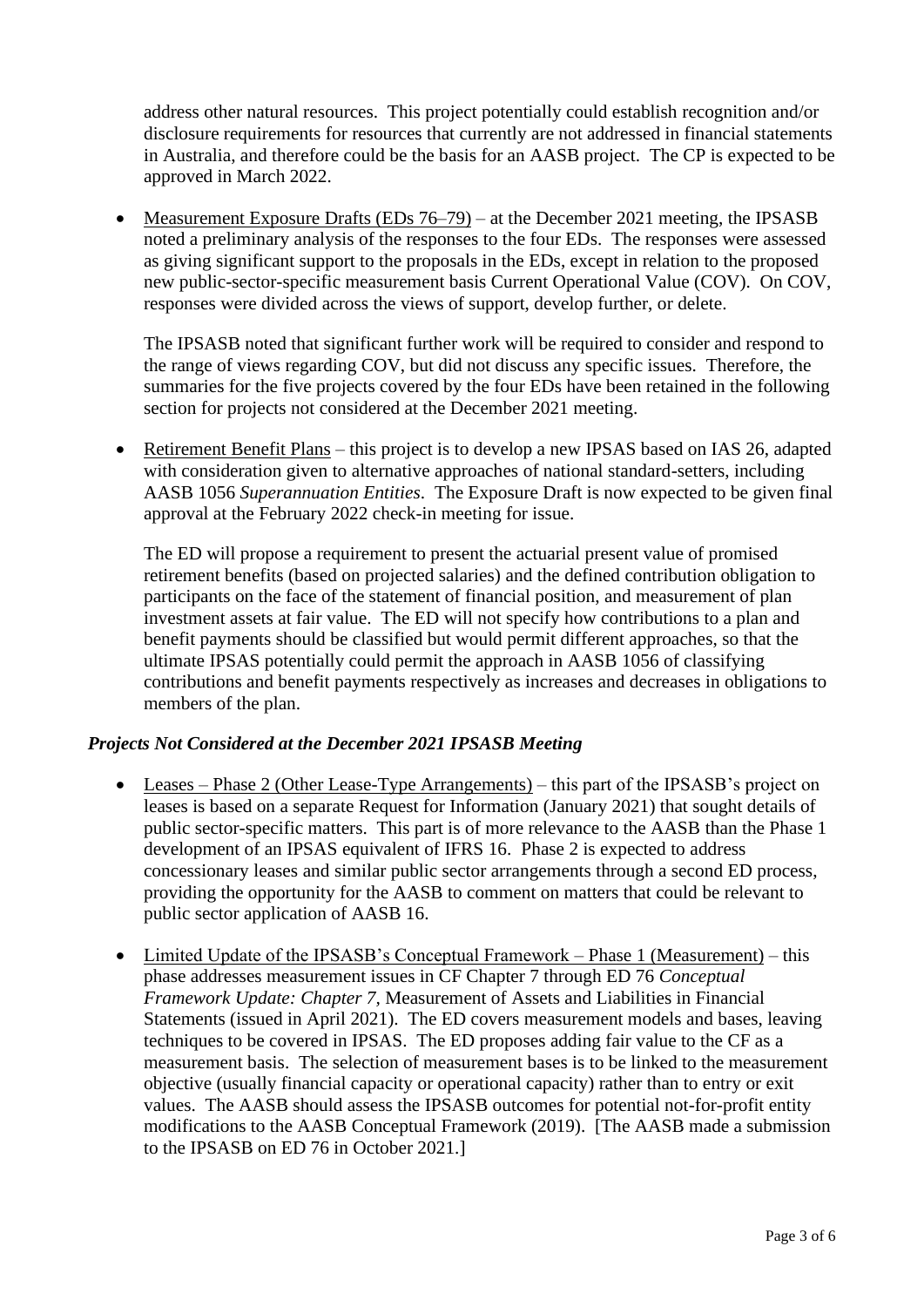address other natural resources. This project potentially could establish recognition and/or disclosure requirements for resources that currently are not addressed in financial statements in Australia, and therefore could be the basis for an AASB project. The CP is expected to be approved in March 2022.

- Measurement Exposure Drafts (EDs 76–79) – at the December 2021 meeting, the IPSASB noted a preliminary analysis of the responses to the four EDs. The responses were assessed as giving significant support to the proposals in the EDs, except in relation to the proposed new public-sector-specific measurement basis Current Operational Value (COV). On COV, responses were divided across the views of support, develop further, or delete.

  The IPSASB noted that significant further work will be required to consider and respond to the range of views regarding COV, but did not discuss any specific issues. Therefore, the summaries for the five projects covered by the four EDs have been retained in the following section for projects not considered at the December 2021 meeting.

- Retirement Benefit Plans – this project is to develop a new IPSAS based on IAS 26, adapted with consideration given to alternative approaches of national standard-setters, including AASB 1056 *Superannuation Entities*. The Exposure Draft is now expected to be given final approval at the February 2022 check-in meeting for issue.

  The ED will propose a requirement to present the actuarial present value of promised retirement benefits (based on projected salaries) and the defined contribution obligation to participants on the face of the statement of financial position, and measurement of plan investment assets at fair value. The ED will not specify how contributions to a plan and benefit payments should be classified but would permit different approaches, so that the ultimate IPSAS potentially could permit the approach in AASB 1056 of classifying contributions and benefit payments respectively as increases and decreases in obligations to members of the plan.

### *Projects Not Considered at the December 2021 IPSASB Meeting*

- Leases – Phase 2 (Other Lease-Type Arrangements) – this part of the IPSASB's project on leases is based on a separate Request for Information (January 2021) that sought details of public sector-specific matters. This part is of more relevance to the AASB than the Phase 1 development of an IPSAS equivalent of IFRS 16. Phase 2 is expected to address concessionary leases and similar public sector arrangements through a second ED process, providing the opportunity for the AASB to comment on matters that could be relevant to public sector application of AASB 16.

- Limited Update of the IPSASB's Conceptual Framework – Phase 1 (Measurement) – this phase addresses measurement issues in CF Chapter 7 through ED 76 *Conceptual Framework Update: Chapter 7*, Measurement of Assets and Liabilities in Financial Statements (issued in April 2021). The ED covers measurement models and bases, leaving techniques to be covered in IPSAS. The ED proposes adding fair value to the CF as a measurement basis. The selection of measurement bases is to be linked to the measurement objective (usually financial capacity or operational capacity) rather than to entry or exit values. The AASB should assess the IPSASB outcomes for potential not-for-profit entity modifications to the AASB Conceptual Framework (2019). [The AASB made a submission to the IPSASB on ED 76 in October 2021.]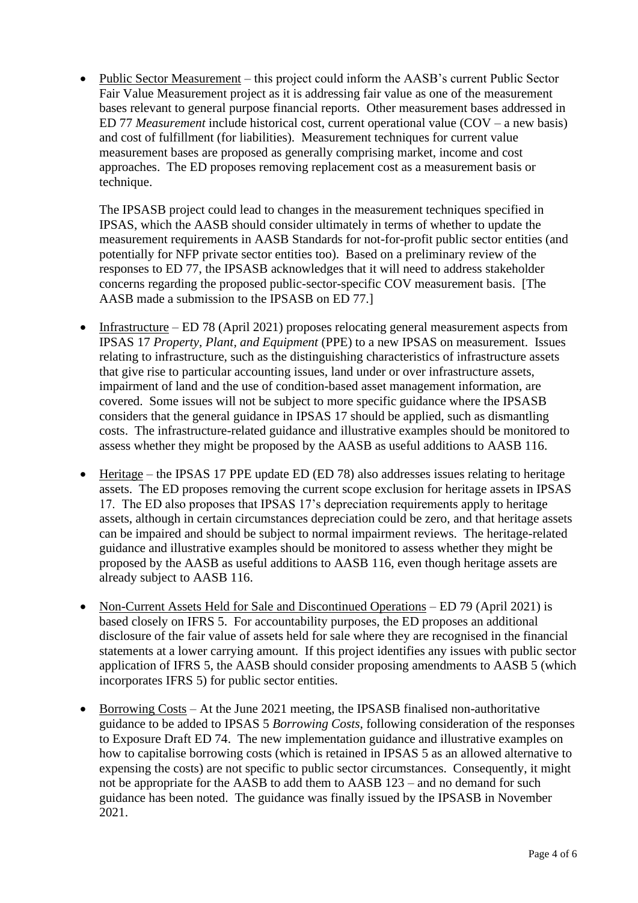- Public Sector Measurement – this project could inform the AASB's current Public Sector Fair Value Measurement project as it is addressing fair value as one of the measurement bases relevant to general purpose financial reports. Other measurement bases addressed in ED 77 *Measurement* include historical cost, current operational value (COV – a new basis) and cost of fulfillment (for liabilities). Measurement techniques for current value measurement bases are proposed as generally comprising market, income and cost approaches. The ED proposes removing replacement cost as a measurement basis or technique.

  The IPSASB project could lead to changes in the measurement techniques specified in IPSAS, which the AASB should consider ultimately in terms of whether to update the measurement requirements in AASB Standards for not-for-profit public sector entities (and potentially for NFP private sector entities too). Based on a preliminary review of the responses to ED 77, the IPSASB acknowledges that it will need to address stakeholder concerns regarding the proposed public-sector-specific COV measurement basis. [The AASB made a submission to the IPSASB on ED 77.]

- Infrastructure – ED 78 (April 2021) proposes relocating general measurement aspects from IPSAS 17 *Property, Plant, and Equipment* (PPE) to a new IPSAS on measurement. Issues relating to infrastructure, such as the distinguishing characteristics of infrastructure assets that give rise to particular accounting issues, land under or over infrastructure assets, impairment of land and the use of condition-based asset management information, are covered. Some issues will not be subject to more specific guidance where the IPSASB considers that the general guidance in IPSAS 17 should be applied, such as dismantling costs. The infrastructure-related guidance and illustrative examples should be monitored to assess whether they might be proposed by the AASB as useful additions to AASB 116.

- Heritage – the IPSAS 17 PPE update ED (ED 78) also addresses issues relating to heritage assets. The ED proposes removing the current scope exclusion for heritage assets in IPSAS 17. The ED also proposes that IPSAS 17's depreciation requirements apply to heritage assets, although in certain circumstances depreciation could be zero, and that heritage assets can be impaired and should be subject to normal impairment reviews. The heritage-related guidance and illustrative examples should be monitored to assess whether they might be proposed by the AASB as useful additions to AASB 116, even though heritage assets are already subject to AASB 116.

- Non-Current Assets Held for Sale and Discontinued Operations – ED 79 (April 2021) is based closely on IFRS 5. For accountability purposes, the ED proposes an additional disclosure of the fair value of assets held for sale where they are recognised in the financial statements at a lower carrying amount. If this project identifies any issues with public sector application of IFRS 5, the AASB should consider proposing amendments to AASB 5 (which incorporates IFRS 5) for public sector entities.

- Borrowing Costs – At the June 2021 meeting, the IPSASB finalised non-authoritative guidance to be added to IPSAS 5 *Borrowing Costs*, following consideration of the responses to Exposure Draft ED 74. The new implementation guidance and illustrative examples on how to capitalise borrowing costs (which is retained in IPSAS 5 as an allowed alternative to expensing the costs) are not specific to public sector circumstances. Consequently, it might not be appropriate for the AASB to add them to AASB 123 – and no demand for such guidance has been noted. The guidance was finally issued by the IPSASB in November 2021.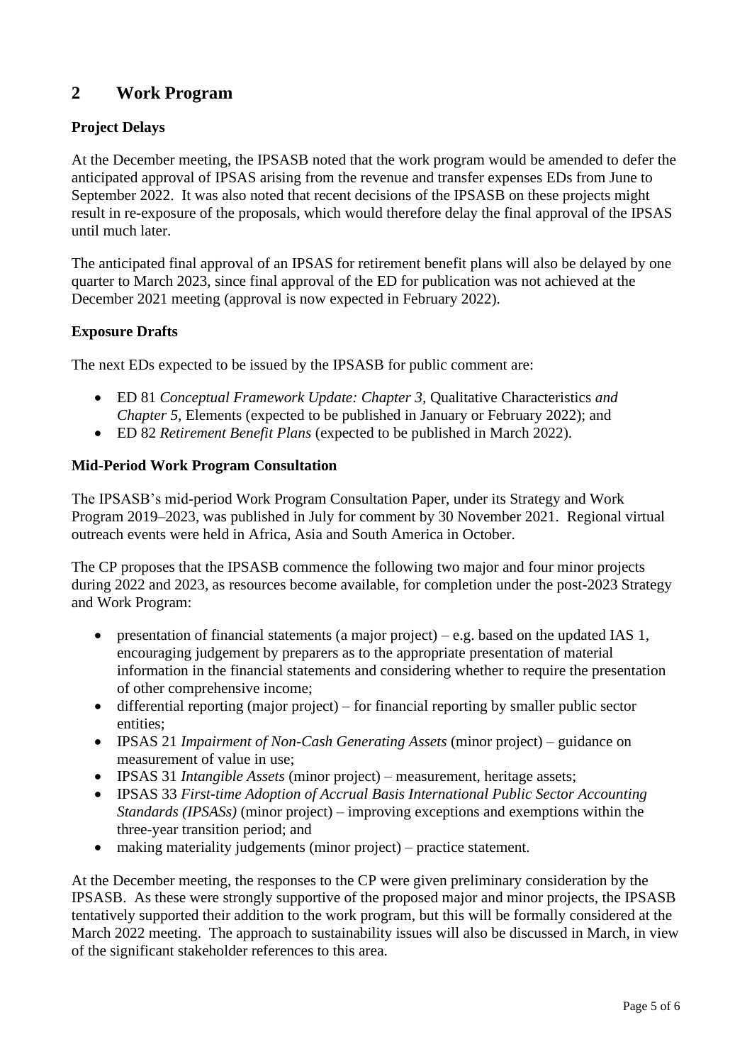## 2 Work Program

### Project Delays

At the December meeting, the IPSASB noted that the work program would be amended to defer the anticipated approval of IPSAS arising from the revenue and transfer expenses EDs from June to September 2022. It was also noted that recent decisions of the IPSASB on these projects might result in re-exposure of the proposals, which would therefore delay the final approval of the IPSAS until much later.

The anticipated final approval of an IPSAS for retirement benefit plans will also be delayed by one quarter to March 2023, since final approval of the ED for publication was not achieved at the December 2021 meeting (approval is now expected in February 2022).

### Exposure Drafts

The next EDs expected to be issued by the IPSASB for public comment are:

- ED 81 *Conceptual Framework Update: Chapter 3*, Qualitative Characteristics *and Chapter 5*, Elements (expected to be published in January or February 2022); and
- ED 82 *Retirement Benefit Plans* (expected to be published in March 2022).

### Mid-Period Work Program Consultation

The IPSASB's mid-period Work Program Consultation Paper, under its Strategy and Work Program 2019–2023, was published in July for comment by 30 November 2021. Regional virtual outreach events were held in Africa, Asia and South America in October.

The CP proposes that the IPSASB commence the following two major and four minor projects during 2022 and 2023, as resources become available, for completion under the post-2023 Strategy and Work Program:

- presentation of financial statements (a major project) – e.g. based on the updated IAS 1, encouraging judgement by preparers as to the appropriate presentation of material information in the financial statements and considering whether to require the presentation of other comprehensive income;
- differential reporting (major project) – for financial reporting by smaller public sector entities;
- IPSAS 21 *Impairment of Non-Cash Generating Assets* (minor project) – guidance on measurement of value in use;
- IPSAS 31 *Intangible Assets* (minor project) – measurement, heritage assets;
- IPSAS 33 *First-time Adoption of Accrual Basis International Public Sector Accounting Standards (IPSASs)* (minor project) – improving exceptions and exemptions within the three-year transition period; and
- making materiality judgements (minor project) – practice statement.

At the December meeting, the responses to the CP were given preliminary consideration by the IPSASB. As these were strongly supportive of the proposed major and minor projects, the IPSASB tentatively supported their addition to the work program, but this will be formally considered at the March 2022 meeting. The approach to sustainability issues will also be discussed in March, in view of the significant stakeholder references to this area.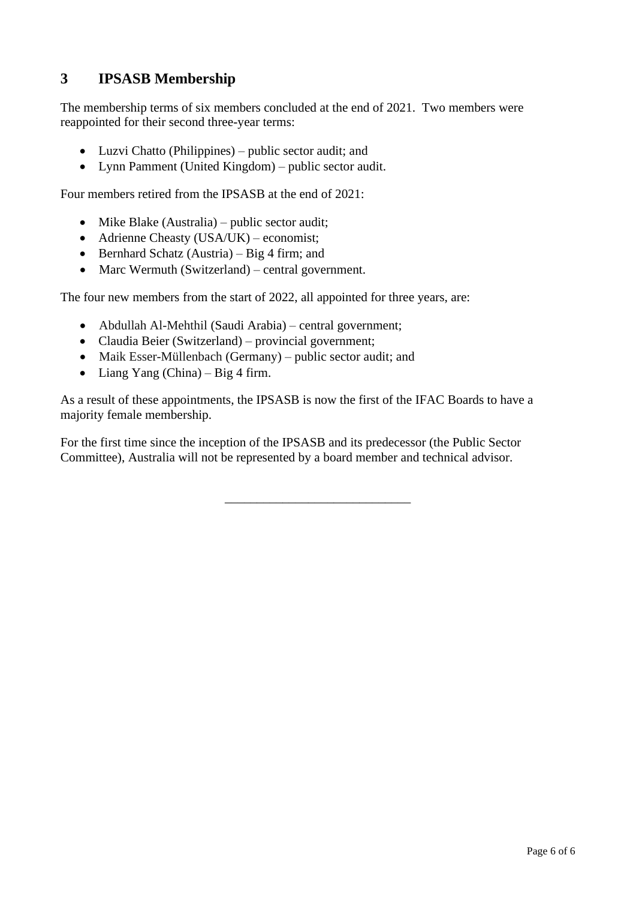## 3 IPSASB Membership

The membership terms of six members concluded at the end of 2021. Two members were reappointed for their second three-year terms:

- Luzvi Chatto (Philippines) – public sector audit; and
- Lynn Pamment (United Kingdom) – public sector audit.

Four members retired from the IPSASB at the end of 2021:

- Mike Blake (Australia) – public sector audit;
- Adrienne Cheasty (USA/UK) – economist;
- Bernhard Schatz (Austria) – Big 4 firm; and
- Marc Wermuth (Switzerland) – central government.

The four new members from the start of 2022, all appointed for three years, are:

- Abdullah Al-Mehthil (Saudi Arabia) – central government;
- Claudia Beier (Switzerland) – provincial government;
- Maik Esser-Müllenbach (Germany) – public sector audit; and
- Liang Yang (China) – Big 4 firm.

As a result of these appointments, the IPSASB is now the first of the IFAC Boards to have a majority female membership.

For the first time since the inception of the IPSASB and its predecessor (the Public Sector Committee), Australia will not be represented by a board member and technical advisor.

---